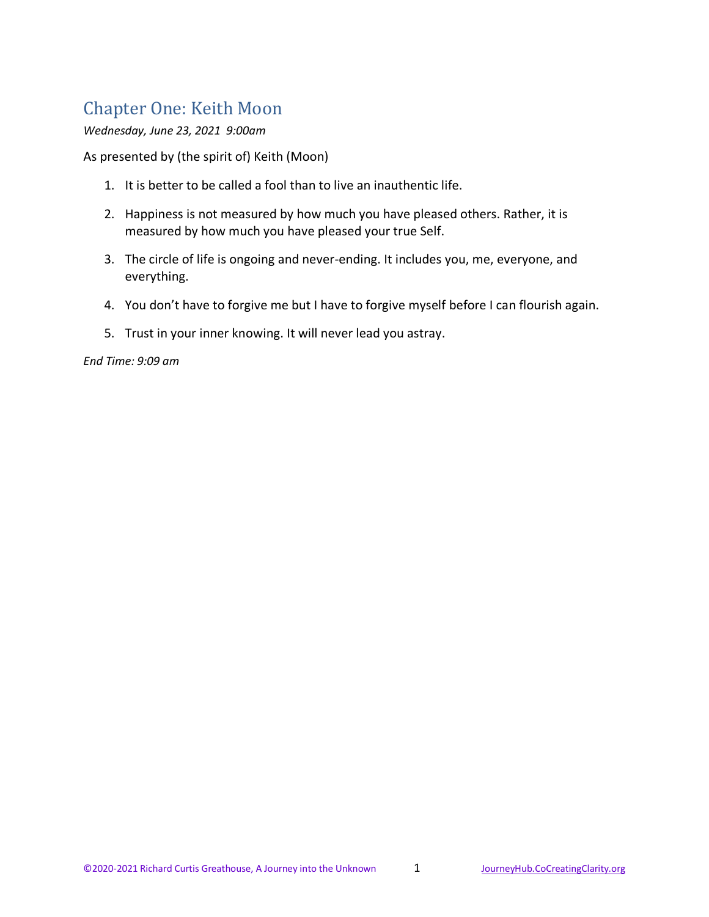## Chapter One: Keith Moon

*Wednesday, June 23, 2021 9:00am*

As presented by (the spirit of) Keith (Moon)

1. It is better to be called a fool than to live an inauthentic life.
2. Happiness is not measured by how much you have pleased others. Rather, it is measured by how much you have pleased your true Self.
3. The circle of life is ongoing and never-ending. It includes you, me, everyone, and everything.
4. You don't have to forgive me but I have to forgive myself before I can flourish again.
5. Trust in your inner knowing. It will never lead you astray.

*End Time: 9:09 am*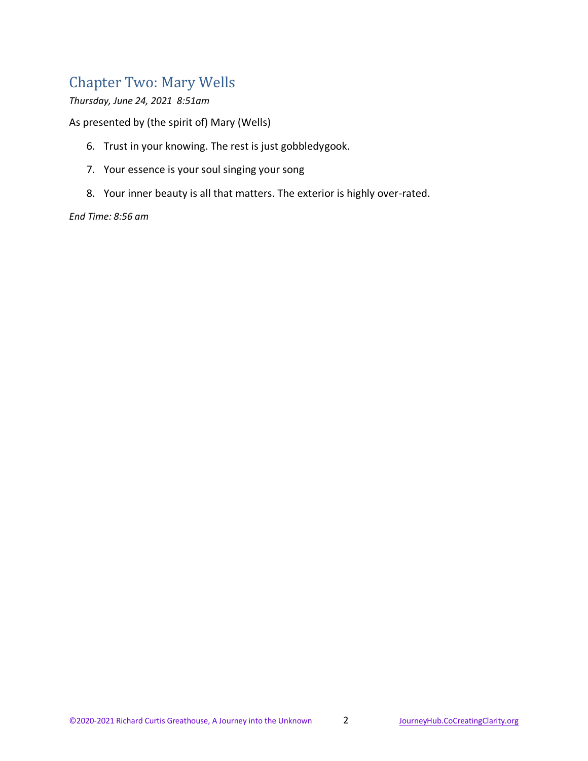## Chapter Two: Mary Wells

*Thursday, June 24, 2021  8:51am*

As presented by (the spirit of) Mary (Wells)

6. Trust in your knowing. The rest is just gobbledygook.
7. Your essence is your soul singing your song
8. Your inner beauty is all that matters. The exterior is highly over-rated.

*End Time: 8:56 am*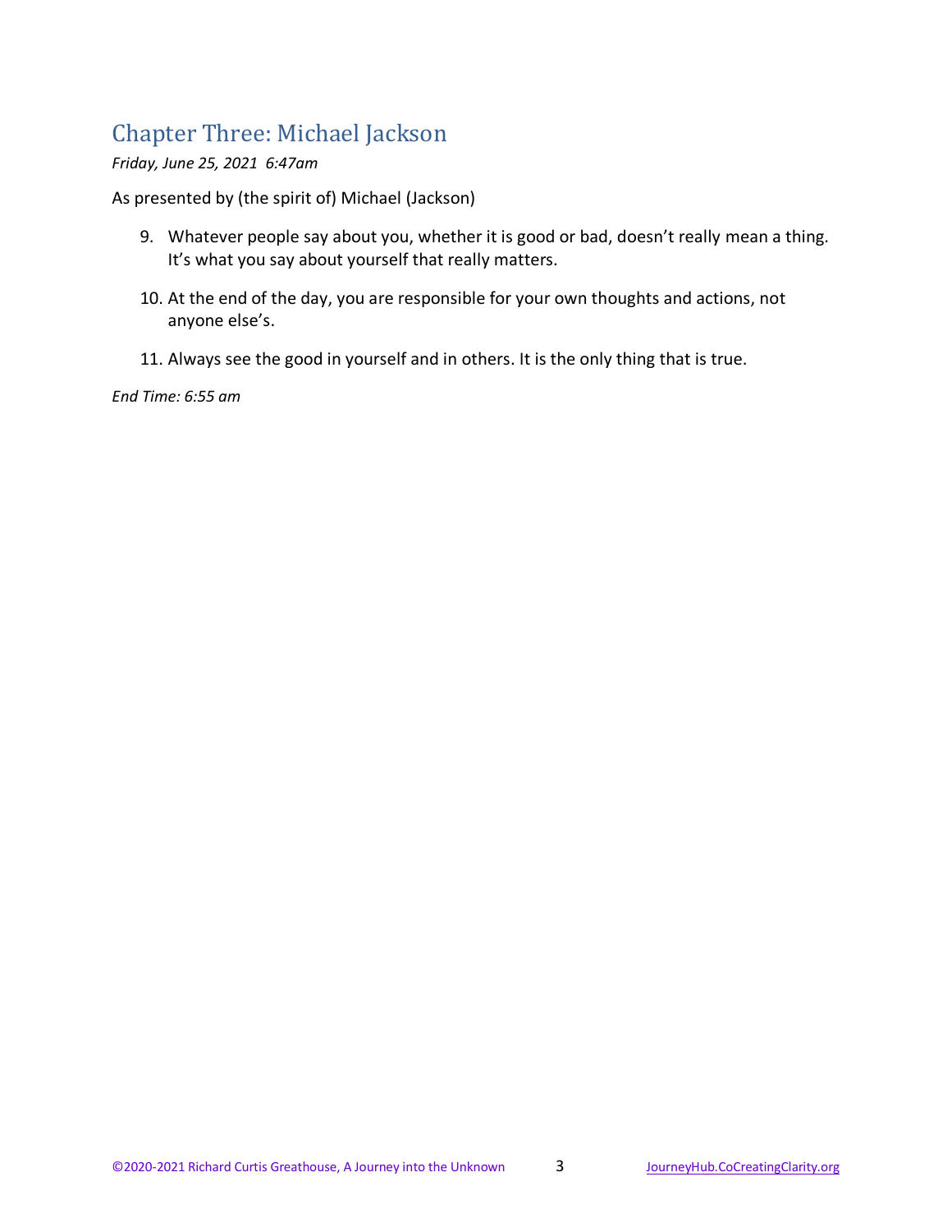## Chapter Three: Michael Jackson

*Friday, June 25, 2021  6:47am*

As presented by (the spirit of) Michael (Jackson)

9. Whatever people say about you, whether it is good or bad, doesn't really mean a thing. It's what you say about yourself that really matters.
10. At the end of the day, you are responsible for your own thoughts and actions, not anyone else's.
11. Always see the good in yourself and in others. It is the only thing that is true.

*End Time: 6:55 am*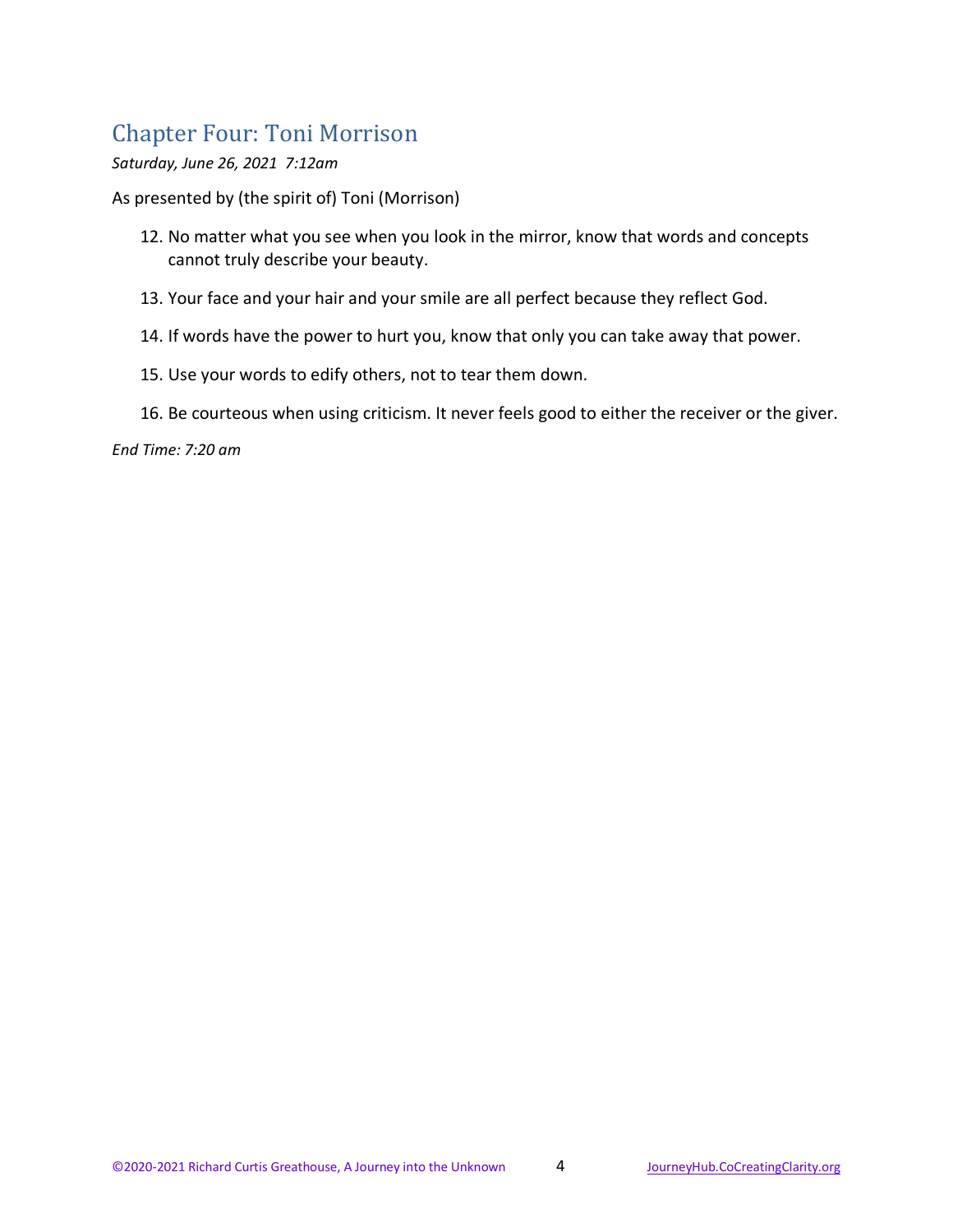## Chapter Four: Toni Morrison

*Saturday, June 26, 2021 7:12am*

As presented by (the spirit of) Toni (Morrison)

12. No matter what you see when you look in the mirror, know that words and concepts cannot truly describe your beauty.
13. Your face and your hair and your smile are all perfect because they reflect God.
14. If words have the power to hurt you, know that only you can take away that power.
15. Use your words to edify others, not to tear them down.
16. Be courteous when using criticism. It never feels good to either the receiver or the giver.

*End Time: 7:20 am*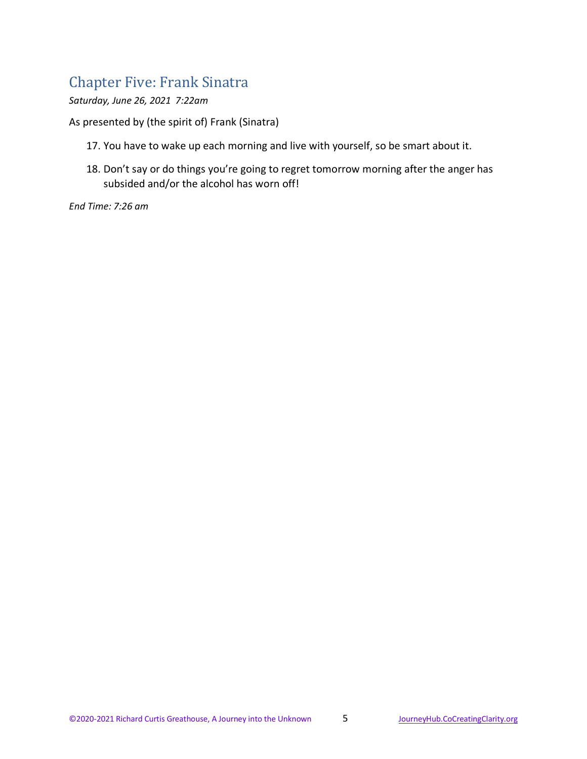## Chapter Five: Frank Sinatra

*Saturday, June 26, 2021 7:22am*

As presented by (the spirit of) Frank (Sinatra)

17. You have to wake up each morning and live with yourself, so be smart about it.
18. Don't say or do things you're going to regret tomorrow morning after the anger has subsided and/or the alcohol has worn off!

*End Time: 7:26 am*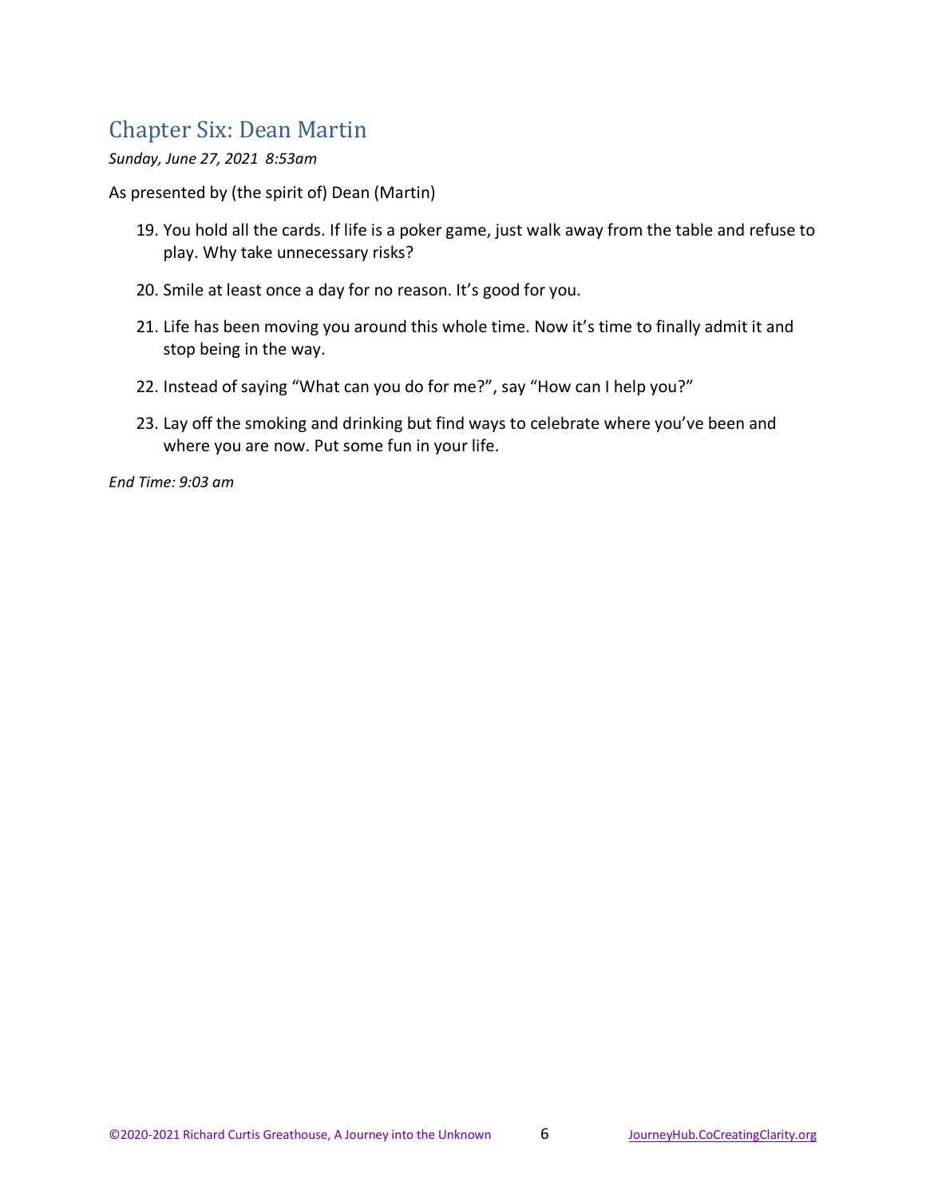## Chapter Six: Dean Martin

*Sunday, June 27, 2021 8:53am*

As presented by (the spirit of) Dean (Martin)

19. You hold all the cards. If life is a poker game, just walk away from the table and refuse to play. Why take unnecessary risks?

20. Smile at least once a day for no reason. It's good for you.

21. Life has been moving you around this whole time. Now it's time to finally admit it and stop being in the way.

22. Instead of saying "What can you do for me?", say "How can I help you?"

23. Lay off the smoking and drinking but find ways to celebrate where you've been and where you are now. Put some fun in your life.

*End Time: 9:03 am*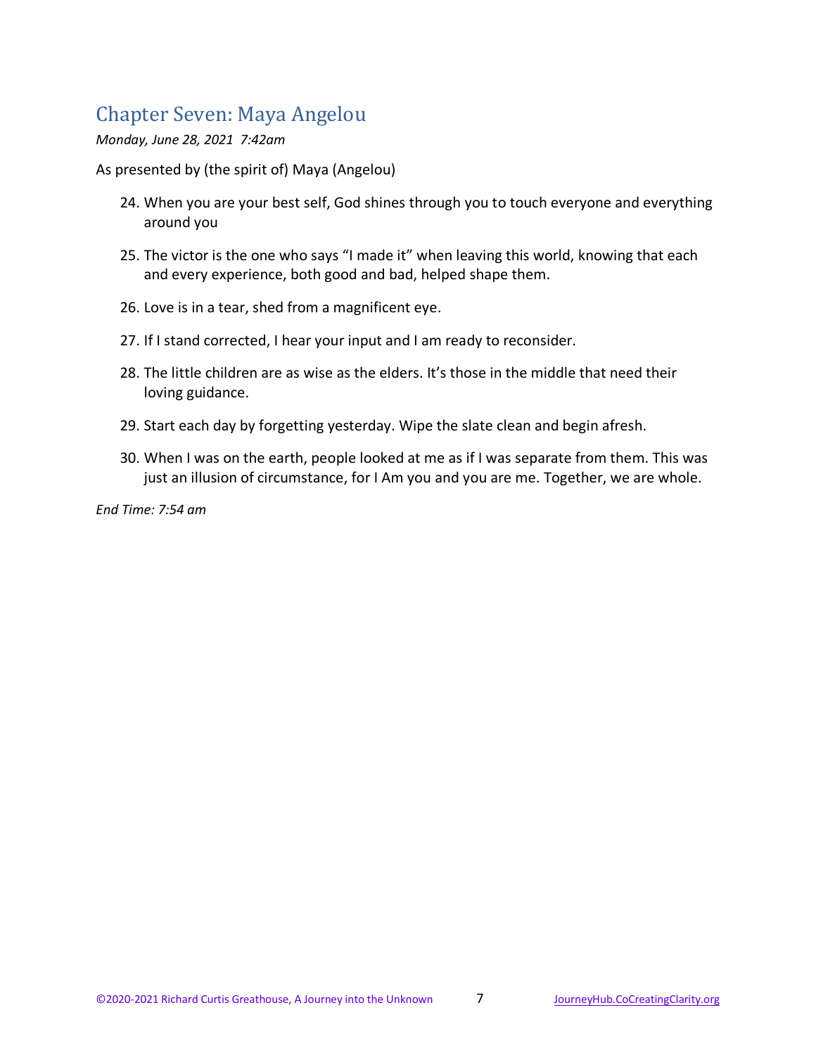## Chapter Seven: Maya Angelou

*Monday, June 28, 2021 7:42am*

As presented by (the spirit of) Maya (Angelou)

24. When you are your best self, God shines through you to touch everyone and everything around you
25. The victor is the one who says "I made it" when leaving this world, knowing that each and every experience, both good and bad, helped shape them.
26. Love is in a tear, shed from a magnificent eye.
27. If I stand corrected, I hear your input and I am ready to reconsider.
28. The little children are as wise as the elders. It's those in the middle that need their loving guidance.
29. Start each day by forgetting yesterday. Wipe the slate clean and begin afresh.
30. When I was on the earth, people looked at me as if I was separate from them. This was just an illusion of circumstance, for I Am you and you are me. Together, we are whole.

*End Time: 7:54 am*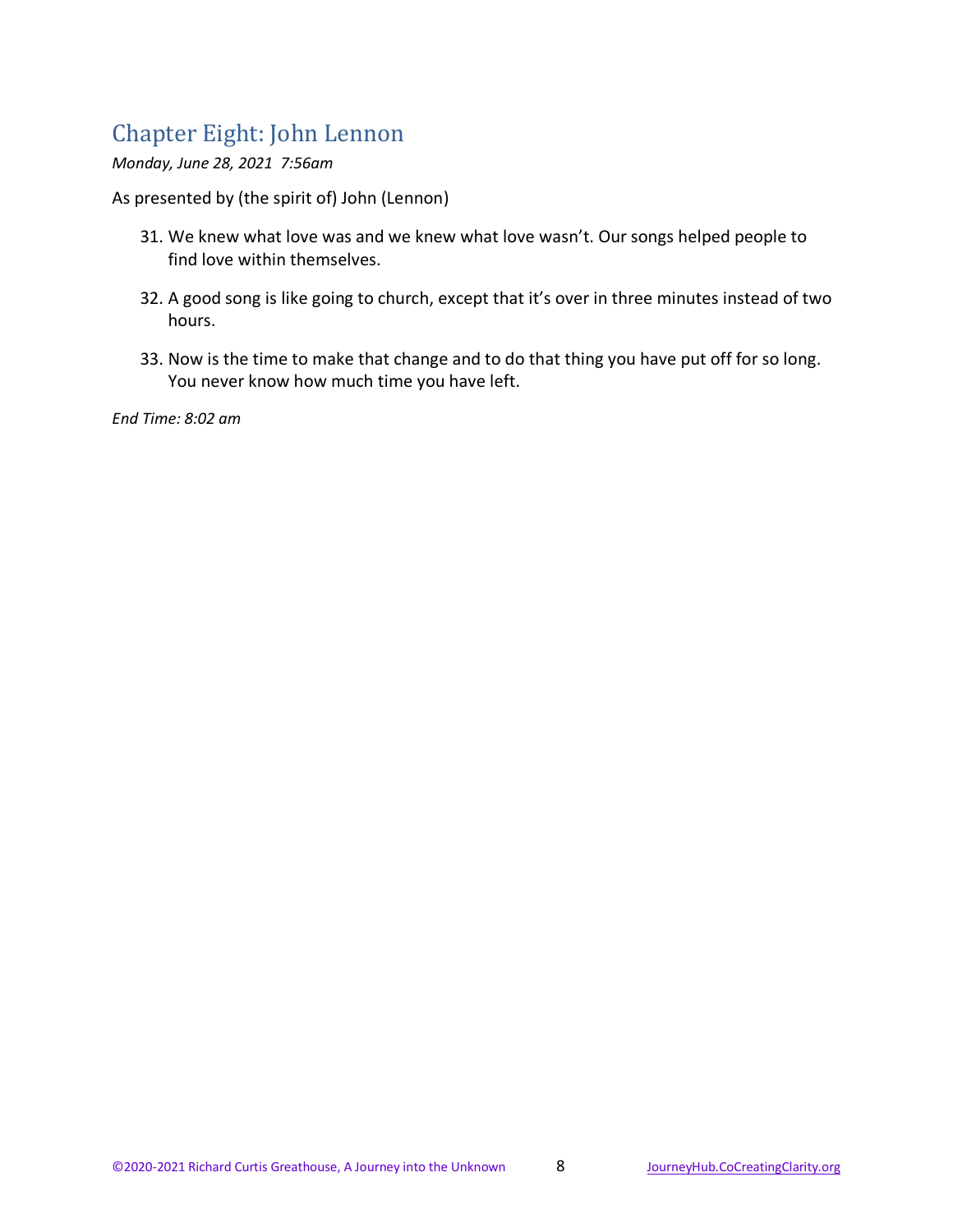## Chapter Eight: John Lennon

*Monday, June 28, 2021 7:56am*

As presented by (the spirit of) John (Lennon)

31. We knew what love was and we knew what love wasn't. Our songs helped people to find love within themselves.
32. A good song is like going to church, except that it's over in three minutes instead of two hours.
33. Now is the time to make that change and to do that thing you have put off for so long. You never know how much time you have left.

*End Time: 8:02 am*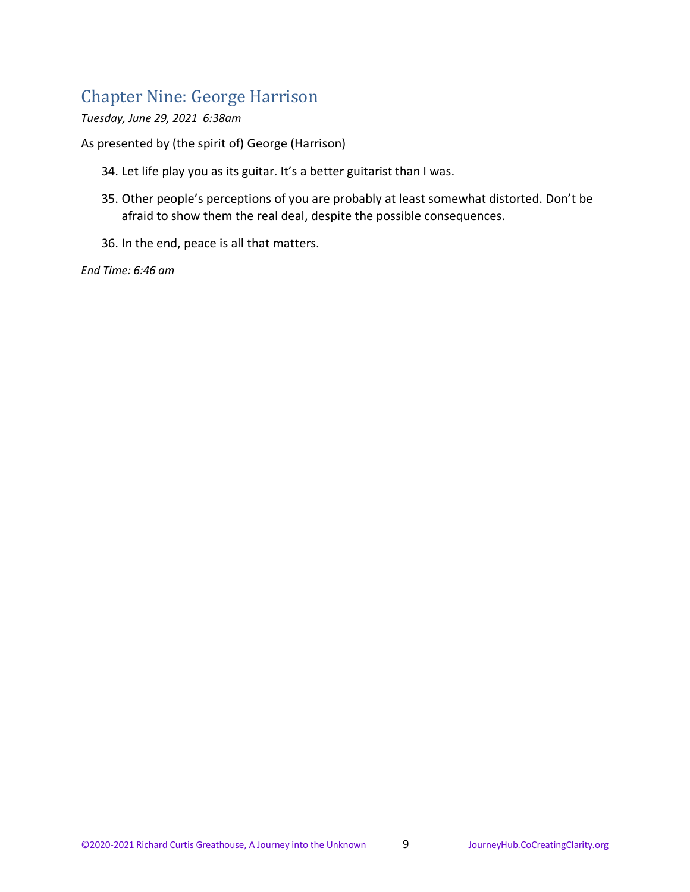## Chapter Nine: George Harrison

*Tuesday, June 29, 2021 6:38am*

As presented by (the spirit of) George (Harrison)

34. Let life play you as its guitar. It's a better guitarist than I was.
35. Other people's perceptions of you are probably at least somewhat distorted. Don't be afraid to show them the real deal, despite the possible consequences.
36. In the end, peace is all that matters.

*End Time: 6:46 am*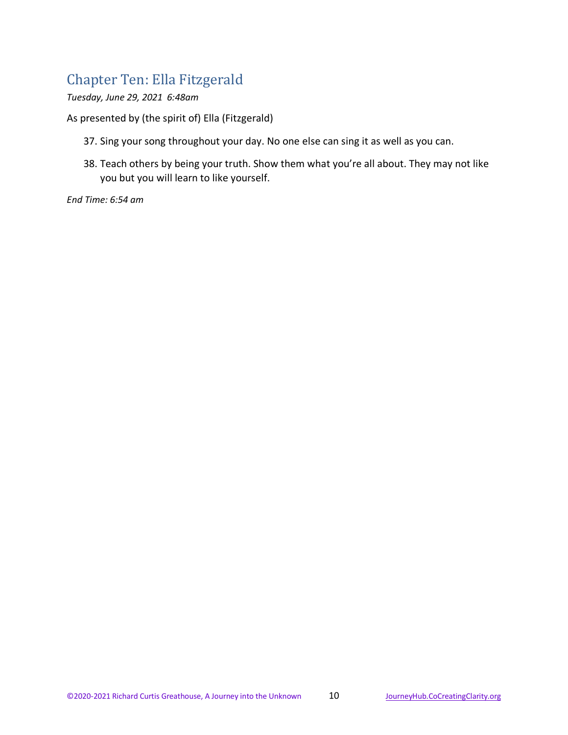## Chapter Ten: Ella Fitzgerald

*Tuesday, June 29, 2021 6:48am*

As presented by (the spirit of) Ella (Fitzgerald)

37. Sing your song throughout your day. No one else can sing it as well as you can.
38. Teach others by being your truth. Show them what you're all about. They may not like you but you will learn to like yourself.

*End Time: 6:54 am*